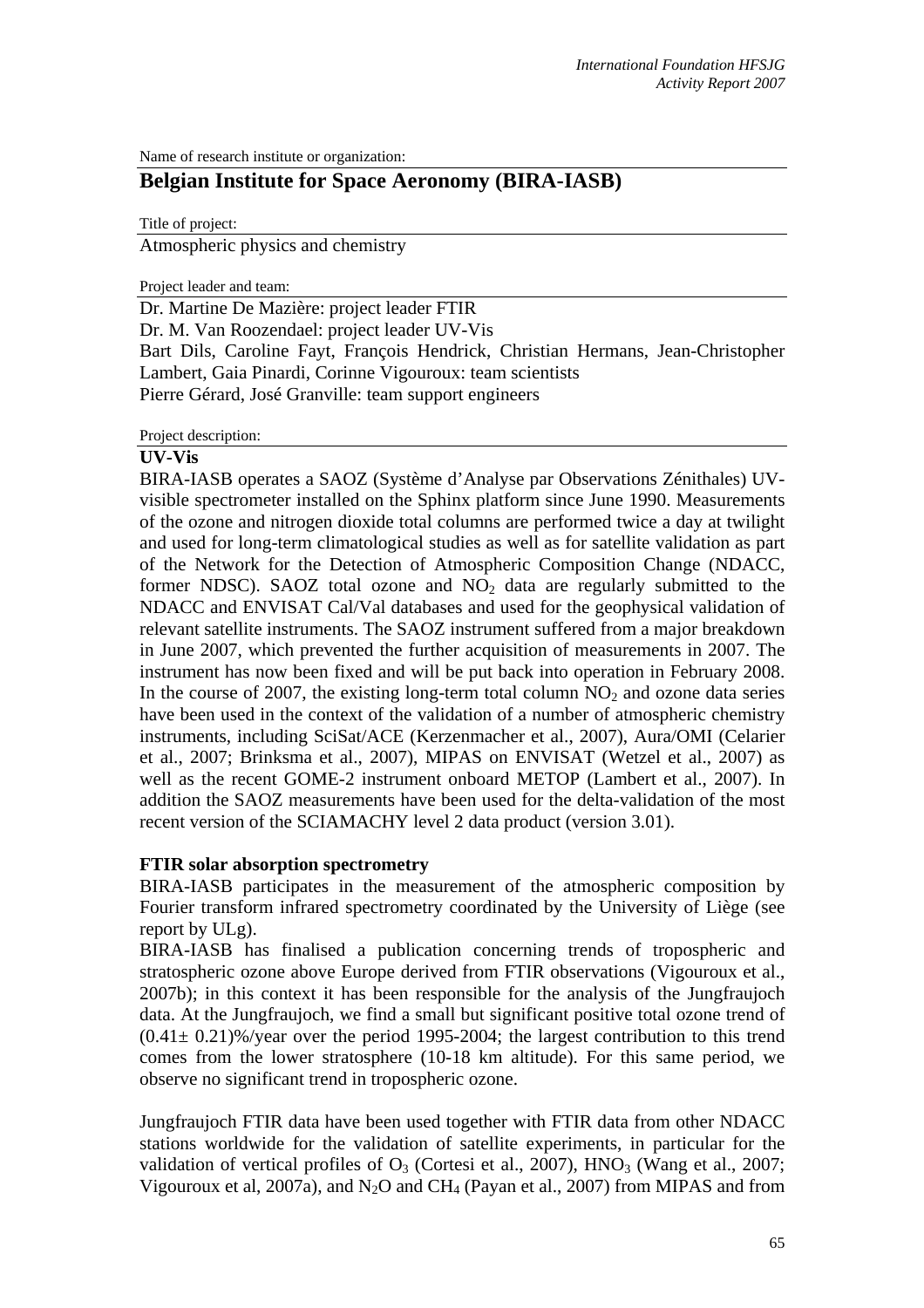Name of research institute or organization:

# Belgian Institute for Space Aeronomy (BIRA-IASB)

Title of project:

Atmospheric physics and chemistry

Project leader and team:

Dr. Martine De Mazière: project leader FTIR
Dr. M. Van Roozendael: project leader UV-Vis
Bart Dils, Caroline Fayt, François Hendrick, Christian Hermans, Jean-Christopher Lambert, Gaia Pinardi, Corinne Vigouroux: team scientists
Pierre Gérard, José Granville: team support engineers

Project description:

**UV-Vis**

BIRA-IASB operates a SAOZ (Système d'Analyse par Observations Zénithales) UV-visible spectrometer installed on the Sphinx platform since June 1990. Measurements of the ozone and nitrogen dioxide total columns are performed twice a day at twilight and used for long-term climatological studies as well as for satellite validation as part of the Network for the Detection of Atmospheric Composition Change (NDACC, former NDSC). SAOZ total ozone and $NO_2$ data are regularly submitted to the NDACC and ENVISAT Cal/Val databases and used for the geophysical validation of relevant satellite instruments. The SAOZ instrument suffered from a major breakdown in June 2007, which prevented the further acquisition of measurements in 2007. The instrument has now been fixed and will be put back into operation in February 2008. In the course of 2007, the existing long-term total column $NO_2$ and ozone data series have been used in the context of the validation of a number of atmospheric chemistry instruments, including SciSat/ACE (Kerzenmacher et al., 2007), Aura/OMI (Celarier et al., 2007; Brinksma et al., 2007), MIPAS on ENVISAT (Wetzel et al., 2007) as well as the recent GOME-2 instrument onboard METOP (Lambert et al., 2007). In addition the SAOZ measurements have been used for the delta-validation of the most recent version of the SCIAMACHY level 2 data product (version 3.01).

**FTIR solar absorption spectrometry**

BIRA-IASB participates in the measurement of the atmospheric composition by Fourier transform infrared spectrometry coordinated by the University of Liège (see report by ULg).

BIRA-IASB has finalised a publication concerning trends of tropospheric and stratospheric ozone above Europe derived from FTIR observations (Vigouroux et al., 2007b); in this context it has been responsible for the analysis of the Jungfraujoch data. At the Jungfraujoch, we find a small but significant positive total ozone trend of $(0.41\pm 0.21)$%/year over the period 1995-2004; the largest contribution to this trend comes from the lower stratosphere (10-18 km altitude). For this same period, we observe no significant trend in tropospheric ozone.

Jungfraujoch FTIR data have been used together with FTIR data from other NDACC stations worldwide for the validation of satellite experiments, in particular for the validation of vertical profiles of $O_3$ (Cortesi et al., 2007), $HNO_3$ (Wang et al., 2007; Vigouroux et al, 2007a), and $N_2O$ and $CH_4$ (Payan et al., 2007) from MIPAS and from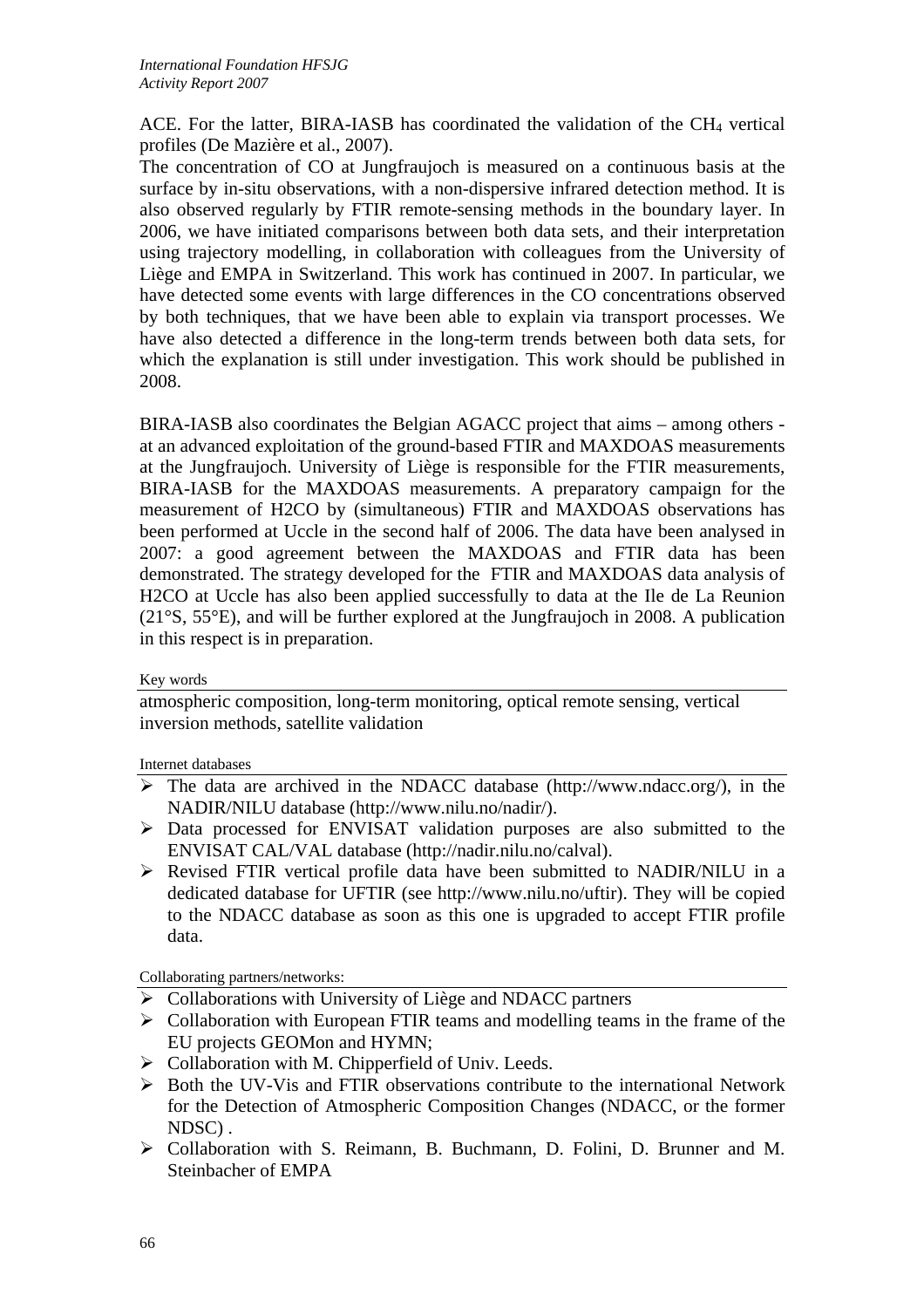ACE. For the latter, BIRA-IASB has coordinated the validation of the $CH_4$ vertical profiles (De Mazière et al., 2007).

The concentration of CO at Jungfraujoch is measured on a continuous basis at the surface by in-situ observations, with a non-dispersive infrared detection method. It is also observed regularly by FTIR remote-sensing methods in the boundary layer. In 2006, we have initiated comparisons between both data sets, and their interpretation using trajectory modelling, in collaboration with colleagues from the University of Liège and EMPA in Switzerland. This work has continued in 2007. In particular, we have detected some events with large differences in the CO concentrations observed by both techniques, that we have been able to explain via transport processes. We have also detected a difference in the long-term trends between both data sets, for which the explanation is still under investigation. This work should be published in 2008.

BIRA-IASB also coordinates the Belgian AGACC project that aims – among others - at an advanced exploitation of the ground-based FTIR and MAXDOAS measurements at the Jungfraujoch. University of Liège is responsible for the FTIR measurements, BIRA-IASB for the MAXDOAS measurements. A preparatory campaign for the measurement of H2CO by (simultaneous) FTIR and MAXDOAS observations has been performed at Uccle in the second half of 2006. The data have been analysed in 2007: a good agreement between the MAXDOAS and FTIR data has been demonstrated. The strategy developed for the FTIR and MAXDOAS data analysis of H2CO at Uccle has also been applied successfully to data at the Ile de La Reunion (21°S, 55°E), and will be further explored at the Jungfraujoch in 2008. A publication in this respect is in preparation.

Key words

atmospheric composition, long-term monitoring, optical remote sensing, vertical inversion methods, satellite validation

Internet databases

- The data are archived in the NDACC database (http://www.ndacc.org/), in the NADIR/NILU database (http://www.nilu.no/nadir/).
- Data processed for ENVISAT validation purposes are also submitted to the ENVISAT CAL/VAL database (http://nadir.nilu.no/calval).
- Revised FTIR vertical profile data have been submitted to NADIR/NILU in a dedicated database for UFTIR (see http://www.nilu.no/uftir). They will be copied to the NDACC database as soon as this one is upgraded to accept FTIR profile data.

Collaborating partners/networks:

- Collaborations with University of Liège and NDACC partners
- Collaboration with European FTIR teams and modelling teams in the frame of the EU projects GEOMon and HYMN;
- Collaboration with M. Chipperfield of Univ. Leeds.
- Both the UV-Vis and FTIR observations contribute to the international Network for the Detection of Atmospheric Composition Changes (NDACC, or the former NDSC) .
- Collaboration with S. Reimann, B. Buchmann, D. Folini, D. Brunner and M. Steinbacher of EMPA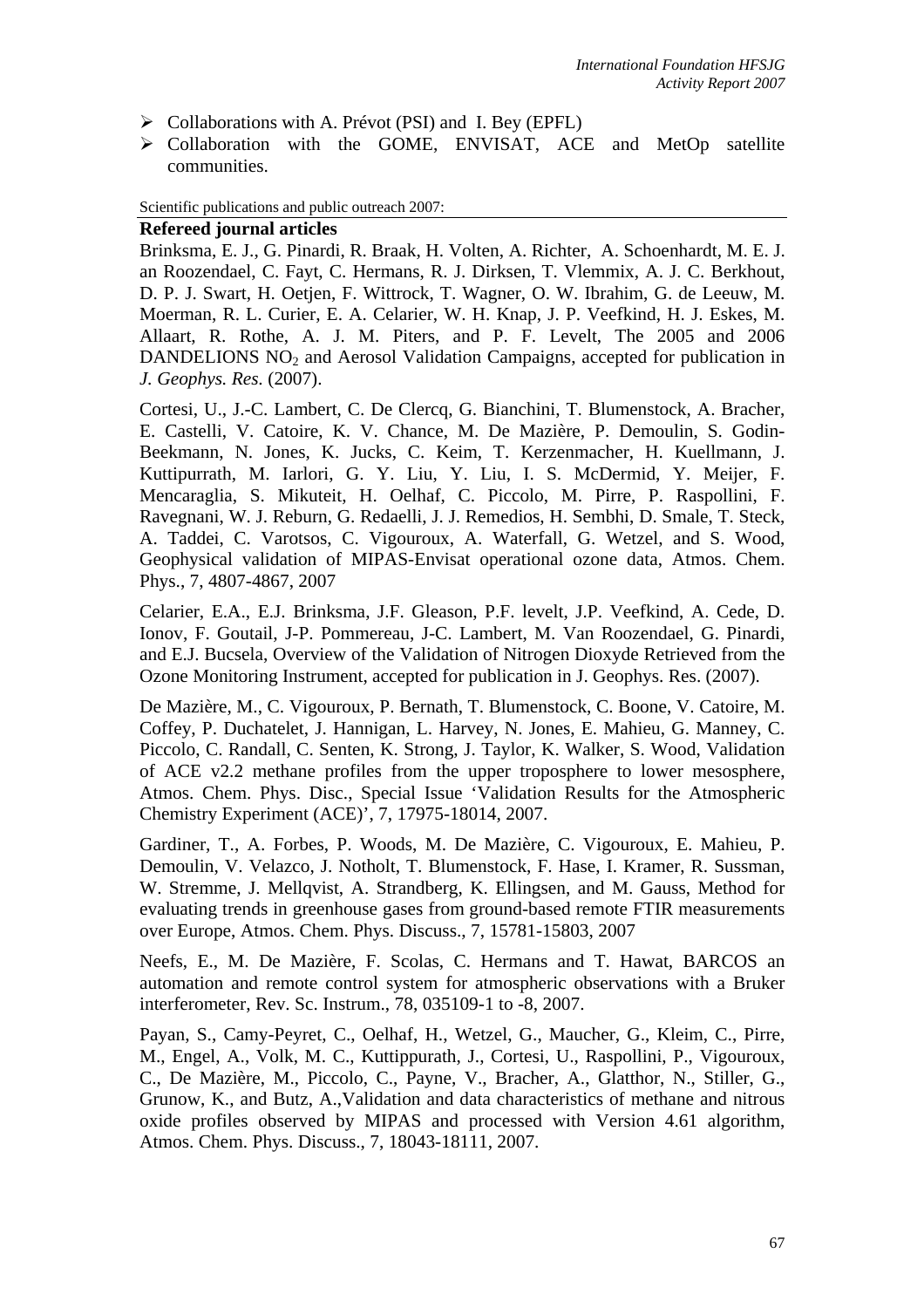- Collaborations with A. Prévot (PSI) and I. Bey (EPFL)
- Collaboration with the GOME, ENVISAT, ACE and MetOp satellite communities.

Scientific publications and public outreach 2007:

**Refereed journal articles**

Brinksma, E. J., G. Pinardi, R. Braak, H. Volten, A. Richter, A. Schoenhardt, M. E. J. an Roozendael, C. Fayt, C. Hermans, R. J. Dirksen, T. Vlemmix, A. J. C. Berkhout, D. P. J. Swart, H. Oetjen, F. Wittrock, T. Wagner, O. W. Ibrahim, G. de Leeuw, M. Moerman, R. L. Curier, E. A. Celarier, W. H. Knap, J. P. Veefkind, H. J. Eskes, M. Allaart, R. Rothe, A. J. M. Piters, and P. F. Levelt, The 2005 and 2006 DANDELIONS $NO_2$ and Aerosol Validation Campaigns, accepted for publication in *J. Geophys. Res.* (2007).

Cortesi, U., J.-C. Lambert, C. De Clercq, G. Bianchini, T. Blumenstock, A. Bracher, E. Castelli, V. Catoire, K. V. Chance, M. De Mazière, P. Demoulin, S. Godin-Beekmann, N. Jones, K. Jucks, C. Keim, T. Kerzenmacher, H. Kuellmann, J. Kuttipurrath, M. Iarlori, G. Y. Liu, Y. Liu, I. S. McDermid, Y. Meijer, F. Mencaraglia, S. Mikuteit, H. Oelhaf, C. Piccolo, M. Pirre, P. Raspollini, F. Ravegnani, W. J. Reburn, G. Redaelli, J. J. Remedios, H. Sembhi, D. Smale, T. Steck, A. Taddei, C. Varotsos, C. Vigouroux, A. Waterfall, G. Wetzel, and S. Wood, Geophysical validation of MIPAS-Envisat operational ozone data, Atmos. Chem. Phys., 7, 4807-4867, 2007

Celarier, E.A., E.J. Brinksma, J.F. Gleason, P.F. levelt, J.P. Veefkind, A. Cede, D. Ionov, F. Goutail, J-P. Pommereau, J-C. Lambert, M. Van Roozendael, G. Pinardi, and E.J. Bucsela, Overview of the Validation of Nitrogen Dioxyde Retrieved from the Ozone Monitoring Instrument, accepted for publication in J. Geophys. Res. (2007).

De Mazière, M., C. Vigouroux, P. Bernath, T. Blumenstock, C. Boone, V. Catoire, M. Coffey, P. Duchatelet, J. Hannigan, L. Harvey, N. Jones, E. Mahieu, G. Manney, C. Piccolo, C. Randall, C. Senten, K. Strong, J. Taylor, K. Walker, S. Wood, Validation of ACE v2.2 methane profiles from the upper troposphere to lower mesosphere, Atmos. Chem. Phys. Disc., Special Issue 'Validation Results for the Atmospheric Chemistry Experiment (ACE)', 7, 17975-18014, 2007.

Gardiner, T., A. Forbes, P. Woods, M. De Mazière, C. Vigouroux, E. Mahieu, P. Demoulin, V. Velazco, J. Notholt, T. Blumenstock, F. Hase, I. Kramer, R. Sussman, W. Stremme, J. Mellqvist, A. Strandberg, K. Ellingsen, and M. Gauss, Method for evaluating trends in greenhouse gases from ground-based remote FTIR measurements over Europe, Atmos. Chem. Phys. Discuss., 7, 15781-15803, 2007

Neefs, E., M. De Mazière, F. Scolas, C. Hermans and T. Hawat, BARCOS an automation and remote control system for atmospheric observations with a Bruker interferometer, Rev. Sc. Instrum., 78, 035109-1 to -8, 2007.

Payan, S., Camy-Peyret, C., Oelhaf, H., Wetzel, G., Maucher, G., Kleim, C., Pirre, M., Engel, A., Volk, M. C., Kuttippurath, J., Cortesi, U., Raspollini, P., Vigouroux, C., De Mazière, M., Piccolo, C., Payne, V., Bracher, A., Glatthor, N., Stiller, G., Grunow, K., and Butz, A.,Validation and data characteristics of methane and nitrous oxide profiles observed by MIPAS and processed with Version 4.61 algorithm, Atmos. Chem. Phys. Discuss., 7, 18043-18111, 2007.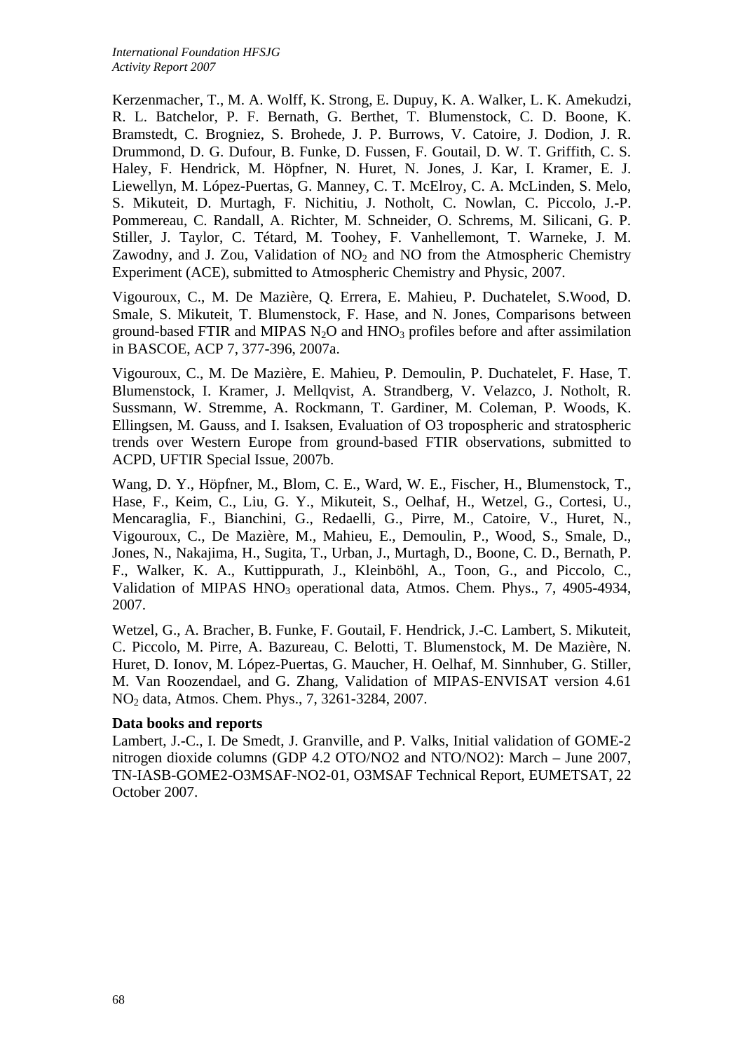Kerzenmacher, T., M. A. Wolff, K. Strong, E. Dupuy, K. A. Walker, L. K. Amekudzi, R. L. Batchelor, P. F. Bernath, G. Berthet, T. Blumenstock, C. D. Boone, K. Bramstedt, C. Brogniez, S. Brohede, J. P. Burrows, V. Catoire, J. Dodion, J. R. Drummond, D. G. Dufour, B. Funke, D. Fussen, F. Goutail, D. W. T. Griffith, C. S. Haley, F. Hendrick, M. Höpfner, N. Huret, N. Jones, J. Kar, I. Kramer, E. J. Liewellyn, M. López-Puertas, G. Manney, C. T. McElroy, C. A. McLinden, S. Melo, S. Mikuteit, D. Murtagh, F. Nichitiu, J. Notholt, C. Nowlan, C. Piccolo, J.-P. Pommereau, C. Randall, A. Richter, M. Schneider, O. Schrems, M. Silicani, G. P. Stiller, J. Taylor, C. Tétard, M. Toohey, F. Vanhellemont, T. Warneke, J. M. Zawodny, and J. Zou, Validation of $NO_2$ and NO from the Atmospheric Chemistry Experiment (ACE), submitted to Atmospheric Chemistry and Physic, 2007.

Vigouroux, C., M. De Mazière, Q. Errera, E. Mahieu, P. Duchatelet, S.Wood, D. Smale, S. Mikuteit, T. Blumenstock, F. Hase, and N. Jones, Comparisons between ground-based FTIR and MIPAS $N_2O$ and $HNO_3$ profiles before and after assimilation in BASCOE, ACP 7, 377-396, 2007a.

Vigouroux, C., M. De Mazière, E. Mahieu, P. Demoulin, P. Duchatelet, F. Hase, T. Blumenstock, I. Kramer, J. Mellqvist, A. Strandberg, V. Velazco, J. Notholt, R. Sussmann, W. Stremme, A. Rockmann, T. Gardiner, M. Coleman, P. Woods, K. Ellingsen, M. Gauss, and I. Isaksen, Evaluation of O3 tropospheric and stratospheric trends over Western Europe from ground-based FTIR observations, submitted to ACPD, UFTIR Special Issue, 2007b.

Wang, D. Y., Höpfner, M., Blom, C. E., Ward, W. E., Fischer, H., Blumenstock, T., Hase, F., Keim, C., Liu, G. Y., Mikuteit, S., Oelhaf, H., Wetzel, G., Cortesi, U., Mencaraglia, F., Bianchini, G., Redaelli, G., Pirre, M., Catoire, V., Huret, N., Vigouroux, C., De Mazière, M., Mahieu, E., Demoulin, P., Wood, S., Smale, D., Jones, N., Nakajima, H., Sugita, T., Urban, J., Murtagh, D., Boone, C. D., Bernath, P. F., Walker, K. A., Kuttippurath, J., Kleinböhl, A., Toon, G., and Piccolo, C., Validation of MIPAS $HNO_3$ operational data, Atmos. Chem. Phys., 7, 4905-4934, 2007.

Wetzel, G., A. Bracher, B. Funke, F. Goutail, F. Hendrick, J.-C. Lambert, S. Mikuteit, C. Piccolo, M. Pirre, A. Bazureau, C. Belotti, T. Blumenstock, M. De Mazière, N. Huret, D. Ionov, M. López-Puertas, G. Maucher, H. Oelhaf, M. Sinnhuber, G. Stiller, M. Van Roozendael, and G. Zhang, Validation of MIPAS-ENVISAT version 4.61 $NO_2$ data, Atmos. Chem. Phys., 7, 3261-3284, 2007.

**Data books and reports**

Lambert, J.-C., I. De Smedt, J. Granville, and P. Valks, Initial validation of GOME-2 nitrogen dioxide columns (GDP 4.2 OTO/NO2 and NTO/NO2): March – June 2007, TN-IASB-GOME2-O3MSAF-NO2-01, O3MSAF Technical Report, EUMETSAT, 22 October 2007.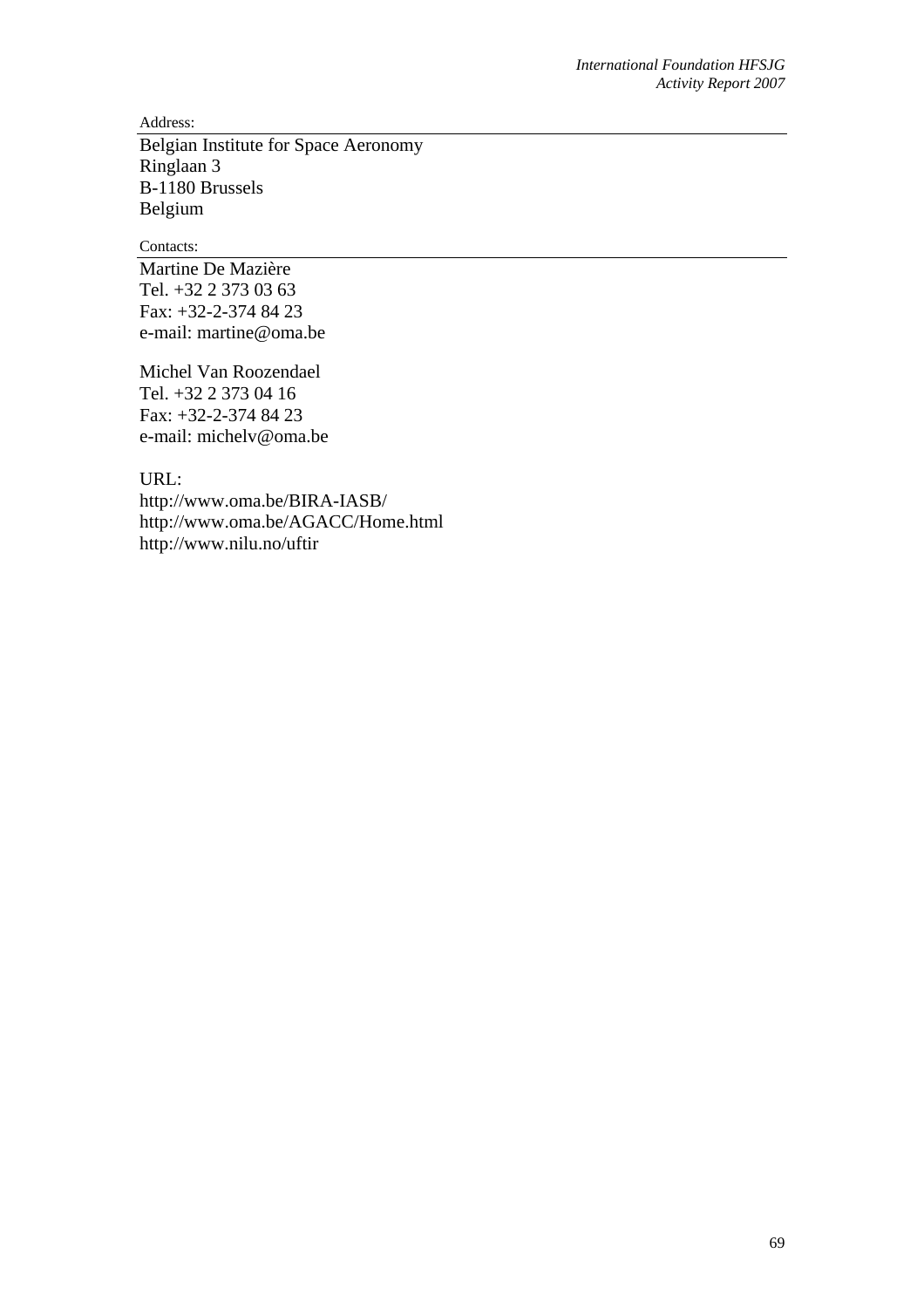Address:

Belgian Institute for Space Aeronomy
Ringlaan 3
B-1180 Brussels
Belgium

Contacts:

Martine De Mazière
Tel. +32 2 373 03 63
Fax: +32-2-374 84 23
e-mail: martine@oma.be

Michel Van Roozendael
Tel. +32 2 373 04 16
Fax: +32-2-374 84 23
e-mail: michelv@oma.be

URL:
http://www.oma.be/BIRA-IASB/
http://www.oma.be/AGACC/Home.html
http://www.nilu.no/uftir